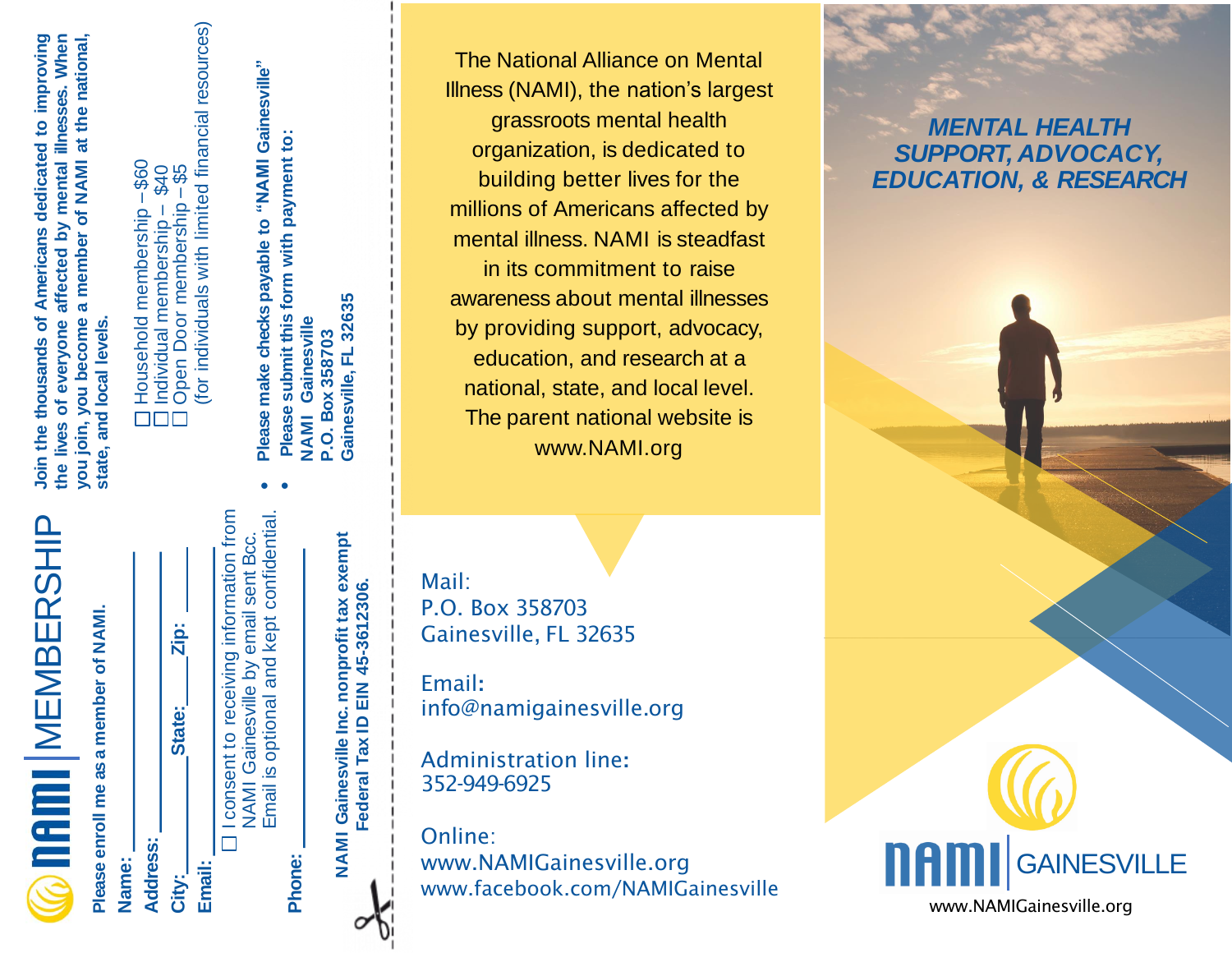# NAMI | MEMBERSHIP

**Please enroll me as a member of NAMI.**

**Name:** ____________________

**Address:** ____________________

**City:** __________ **State:** ______ **Zip:** ______

**Email:** ____________________

☐ I consent to receiving information from NAMI Gainesville by email sent Bcc. Email is optional and kept confidential.

**Phone:** ____________________

**NAMI Gainesville Inc. nonprofit tax exempt Federal Tax ID EIN 45-3612306.**

**Join the thousands of Americans dedicated to improving the lives of everyone affected by mental illnesses. When you join, you become a member of NAMI at the national, state, and local levels.**

- ☐ Household membership – $60
- ☐ Individual membership – $40
- ☐ Open Door membership – $5 (for individuals with limited financial resources)

- **Please make checks payable to "NAMI Gainesville"**
- **Please submit this form with payment to:**

**NAMI Gainesville**
**P.O. Box 358703**
**Gainesville, FL 32635**

The National Alliance on Mental Illness (NAMI), the nation's largest grassroots mental health organization, is dedicated to building better lives for the millions of Americans affected by mental illness. NAMI is steadfast in its commitment to raise awareness about mental illnesses by providing support, advocacy, education, and research at a national, state, and local level. The parent national website is www.NAMI.org

Mail:
P.O. Box 358703
Gainesville, FL 32635

Email:
info@namigainesville.org

Administration line:
352-949-6925

Online:
www.NAMIGainesville.org
www.facebook.com/NAMIGainesville

## *MENTAL HEALTH SUPPORT, ADVOCACY, EDUCATION, & RESEARCH*

NAMI | GAINESVILLE

www.NAMIGainesville.org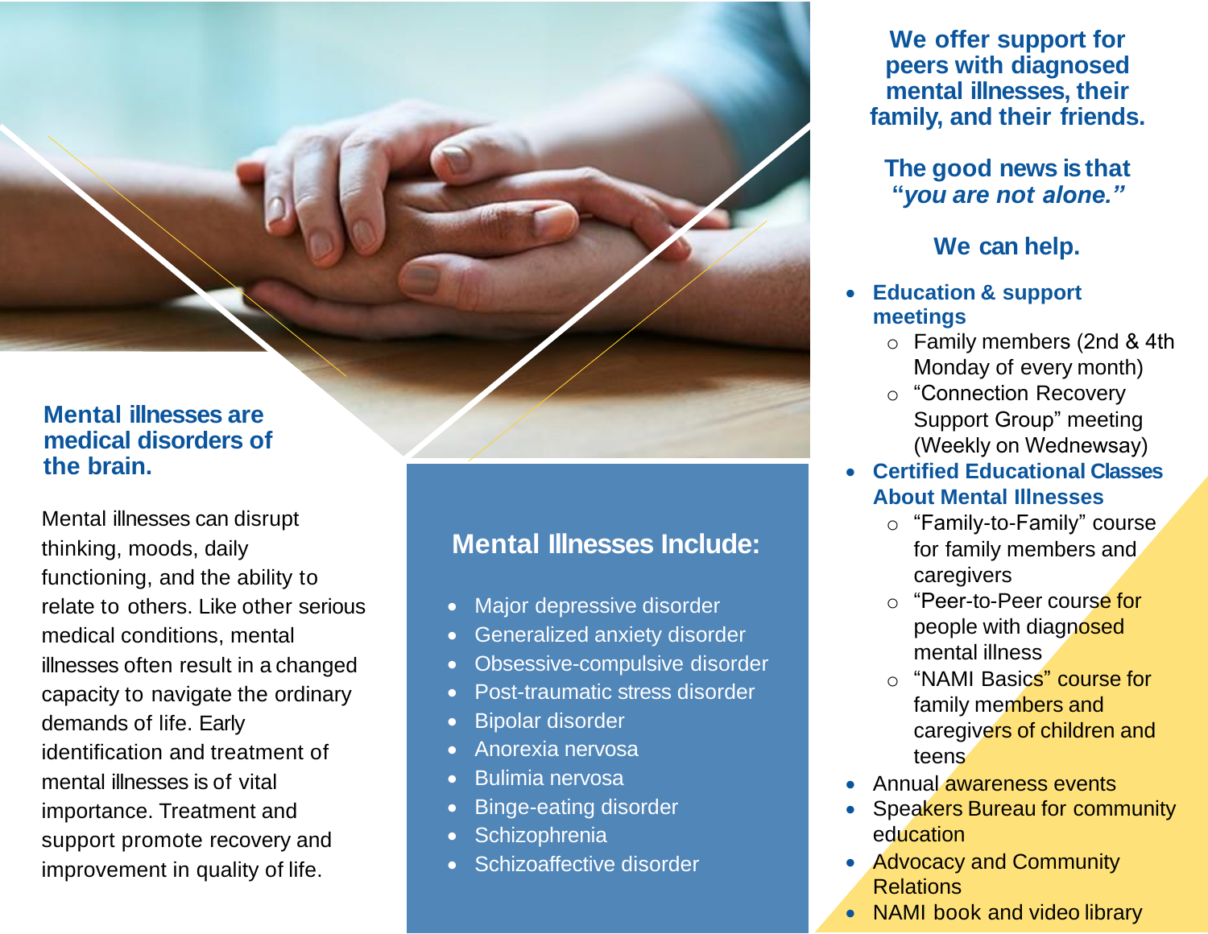## Mental illnesses are medical disorders of the brain.

Mental illnesses can disrupt thinking, moods, daily functioning, and the ability to relate to others. Like other serious medical conditions, mental illnesses often result in a changed capacity to navigate the ordinary demands of life. Early identification and treatment of mental illnesses is of vital importance. Treatment and support promote recovery and improvement in quality of life.

## Mental Illnesses Include:

- Major depressive disorder
- Generalized anxiety disorder
- Obsessive-compulsive disorder
- Post-traumatic stress disorder
- Bipolar disorder
- Anorexia nervosa
- Bulimia nervosa
- Binge-eating disorder
- Schizophrenia
- Schizoaffective disorder

**We offer support for peers with diagnosed mental illnesses, their family, and their friends.**

**The good news is that *"you are not alone."***

**We can help.**

- **Education & support meetings**
  - Family members (2nd & 4th Monday of every month)
  - "Connection Recovery Support Group" meeting (Weekly on Wednewsay)
- **Certified Educational Classes About Mental Illnesses**
  - "Family-to-Family" course for family members and caregivers
  - "Peer-to-Peer course for people with diagnosed mental illness
  - "NAMI Basics" course for family members and caregivers of children and teens
- Annual awareness events
- Speakers Bureau for community education
- Advocacy and Community Relations
- NAMI book and video library